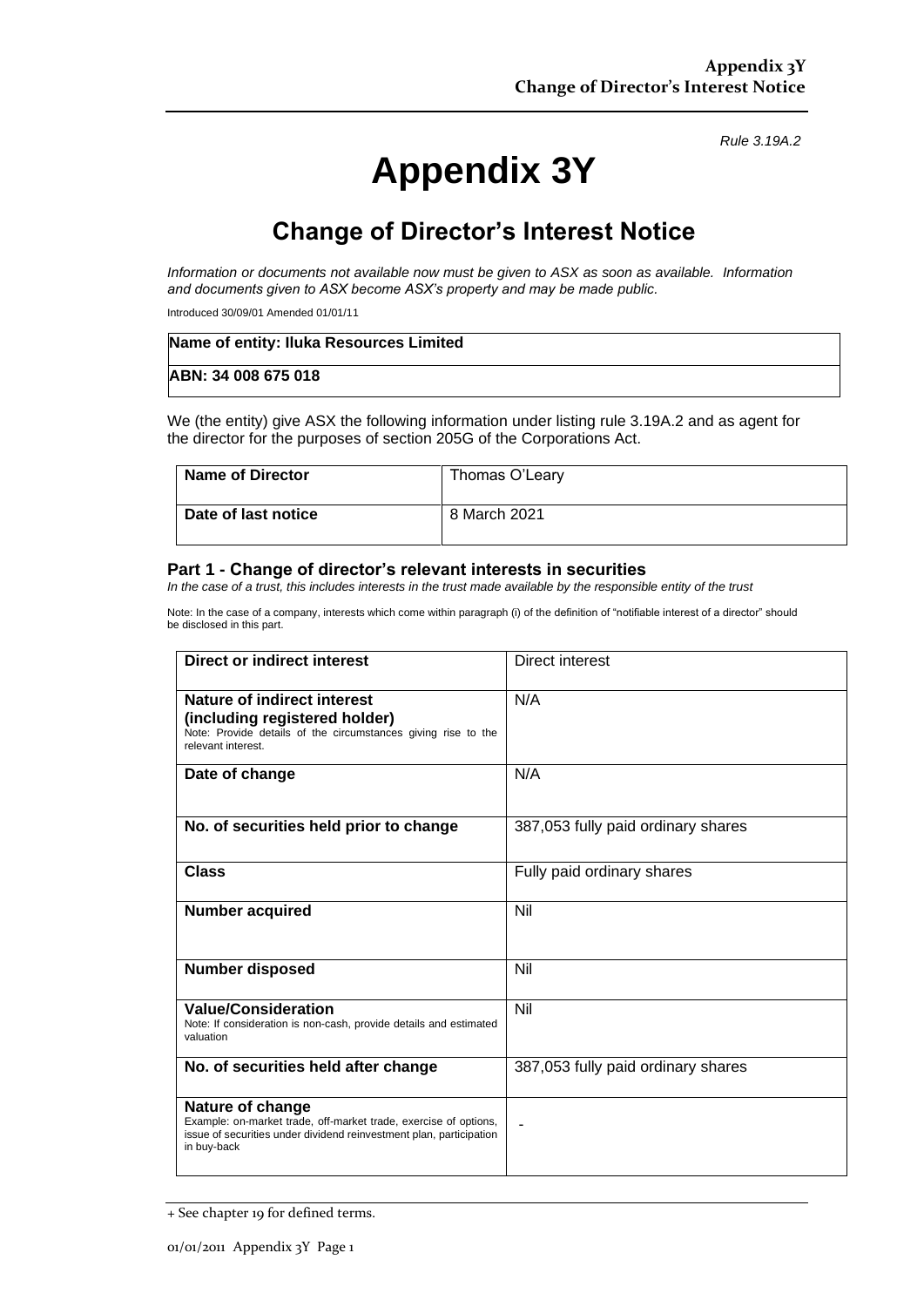*Rule 3.19A.2*

# Appendix 3Y

## Change of Director's Interest Notice

*Information or documents not available now must be given to ASX as soon as available. Information and documents given to ASX become ASX's property and may be made public.*

Introduced 30/09/01 Amended 01/01/11

| **Name of entity: Iluka Resources Limited** |
|---|
| **ABN: 34 008 675 018** |

We (the entity) give ASX the following information under listing rule 3.19A.2 and as agent for the director for the purposes of section 205G of the Corporations Act.

| **Name of Director** | Thomas O'Leary |
|---|---|
| **Date of last notice** | 8 March 2021 |

### Part 1 - Change of director's relevant interests in securities

*In the case of a trust, this includes interests in the trust made available by the responsible entity of the trust*

Note: In the case of a company, interests which come within paragraph (i) of the definition of "notifiable interest of a director" should be disclosed in this part.

| **Direct or indirect interest** | Direct interest |
|---|---|
| **Nature of indirect interest (including registered holder)** Note: Provide details of the circumstances giving rise to the relevant interest. | N/A |
| **Date of change** | N/A |
| **No. of securities held prior to change** | 387,053 fully paid ordinary shares |
| **Class** | Fully paid ordinary shares |
| **Number acquired** | Nil |
| **Number disposed** | Nil |
| **Value/Consideration** Note: If consideration is non-cash, provide details and estimated valuation | Nil |
| **No. of securities held after change** | 387,053 fully paid ordinary shares |
| **Nature of change** Example: on-market trade, off-market trade, exercise of options, issue of securities under dividend reinvestment plan, participation in buy-back | - |

+ See chapter 19 for defined terms.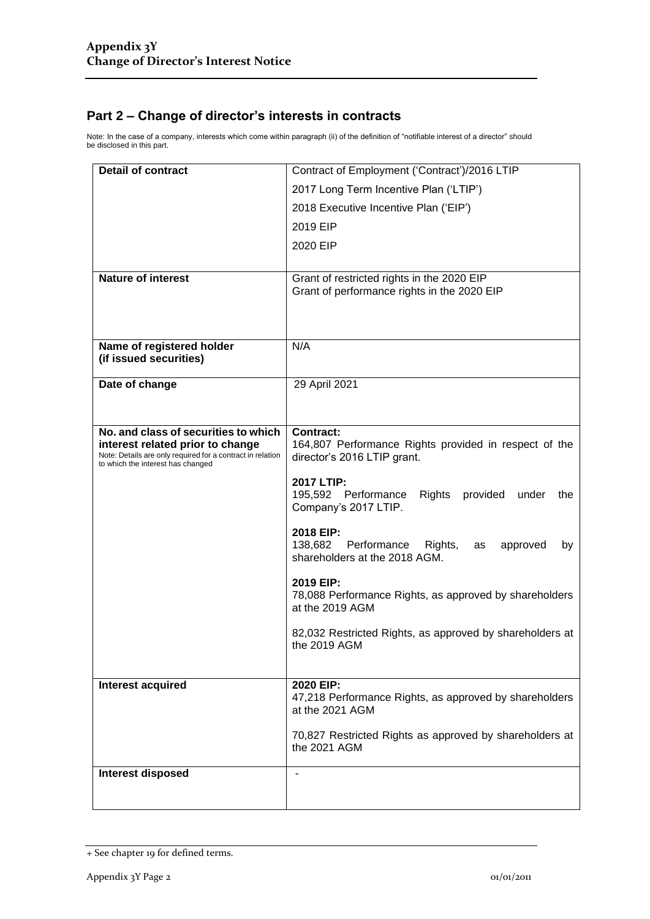## Part 2 – Change of director's interests in contracts

Note: In the case of a company, interests which come within paragraph (ii) of the definition of "notifiable interest of a director" should be disclosed in this part.

| | |
|---|---|
| **Detail of contract** | Contract of Employment ('Contract')/2016 LTIP<br><br>2017 Long Term Incentive Plan ('LTIP')<br><br>2018 Executive Incentive Plan ('EIP')<br><br>2019 EIP<br><br>2020 EIP |
| **Nature of interest** | Grant of restricted rights in the 2020 EIP<br>Grant of performance rights in the 2020 EIP |
| **Name of registered holder (if issued securities)** | N/A |
| **Date of change** | 29 April 2021 |
| **No. and class of securities to which interest related prior to change**<br>Note: Details are only required for a contract in relation to which the interest has changed | **Contract:**<br>164,807 Performance Rights provided in respect of the director's 2016 LTIP grant.<br><br>**2017 LTIP:**<br>195,592 Performance Rights provided under the Company's 2017 LTIP.<br><br>**2018 EIP:**<br>138,682 Performance Rights, as approved by shareholders at the 2018 AGM.<br><br>**2019 EIP:**<br>78,088 Performance Rights, as approved by shareholders at the 2019 AGM<br><br>82,032 Restricted Rights, as approved by shareholders at the 2019 AGM |
| **Interest acquired** | **2020 EIP:**<br>47,218 Performance Rights, as approved by shareholders at the 2021 AGM<br><br>70,827 Restricted Rights as approved by shareholders at the 2021 AGM |
| **Interest disposed** | - |

+ See chapter 19 for defined terms.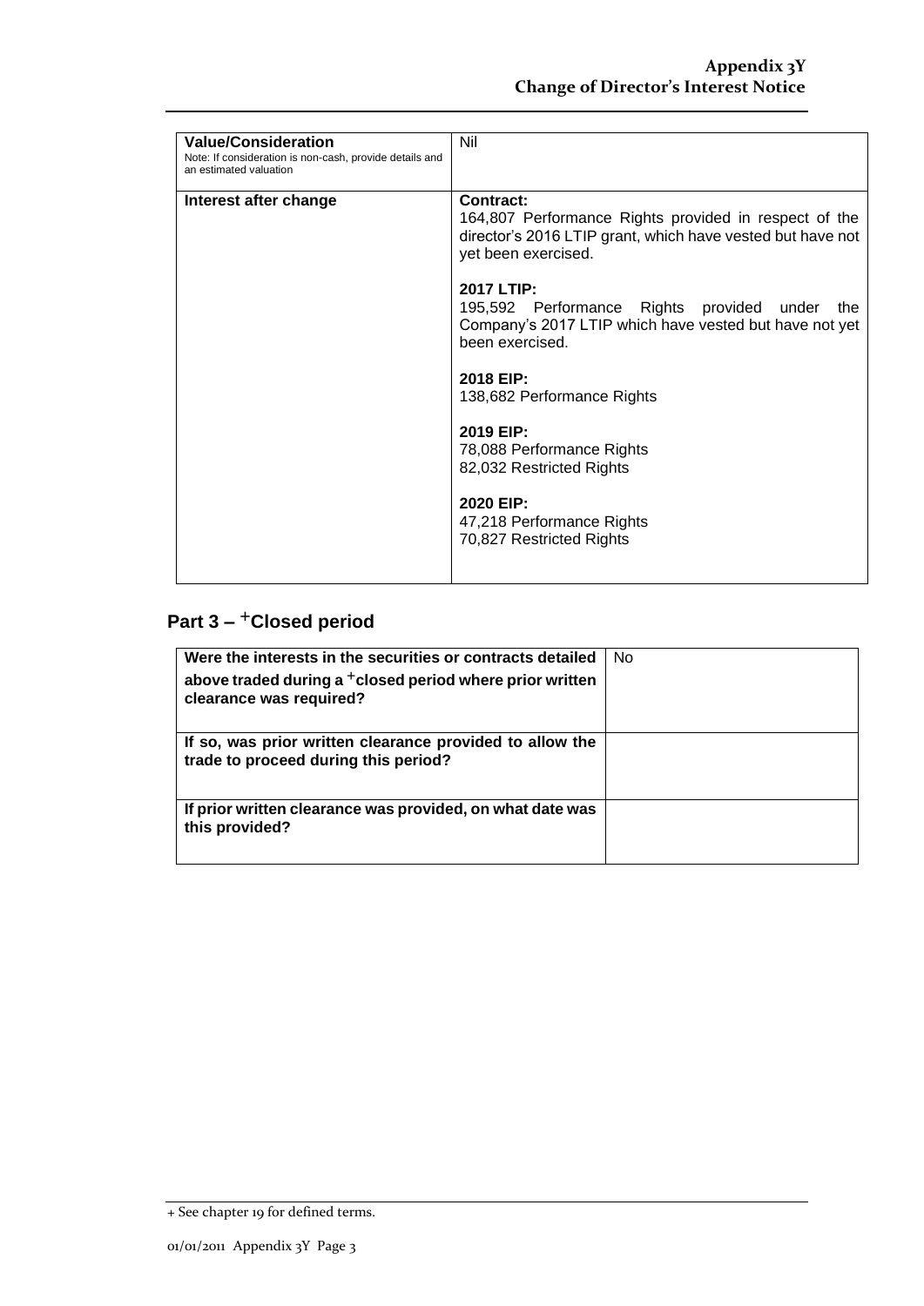| | |
|---|---|
| **Value/Consideration**<br>Note: If consideration is non-cash, provide details and an estimated valuation | Nil |
| **Interest after change** | **Contract:**<br>164,807 Performance Rights provided in respect of the director's 2016 LTIP grant, which have vested but have not yet been exercised.<br><br>**2017 LTIP:**<br>195,592 Performance Rights provided under the Company's 2017 LTIP which have vested but have not yet been exercised.<br><br>**2018 EIP:**<br>138,682 Performance Rights<br><br>**2019 EIP:**<br>78,088 Performance Rights<br>82,032 Restricted Rights<br><br>**2020 EIP:**<br>47,218 Performance Rights<br>70,827 Restricted Rights |

## Part 3 – +Closed period

| | |
|---|---|
| **Were the interests in the securities or contracts detailed above traded during a +closed period where prior written clearance was required?** | No |
| **If so, was prior written clearance provided to allow the trade to proceed during this period?** | |
| **If prior written clearance was provided, on what date was this provided?** | |

+ See chapter 19 for defined terms.